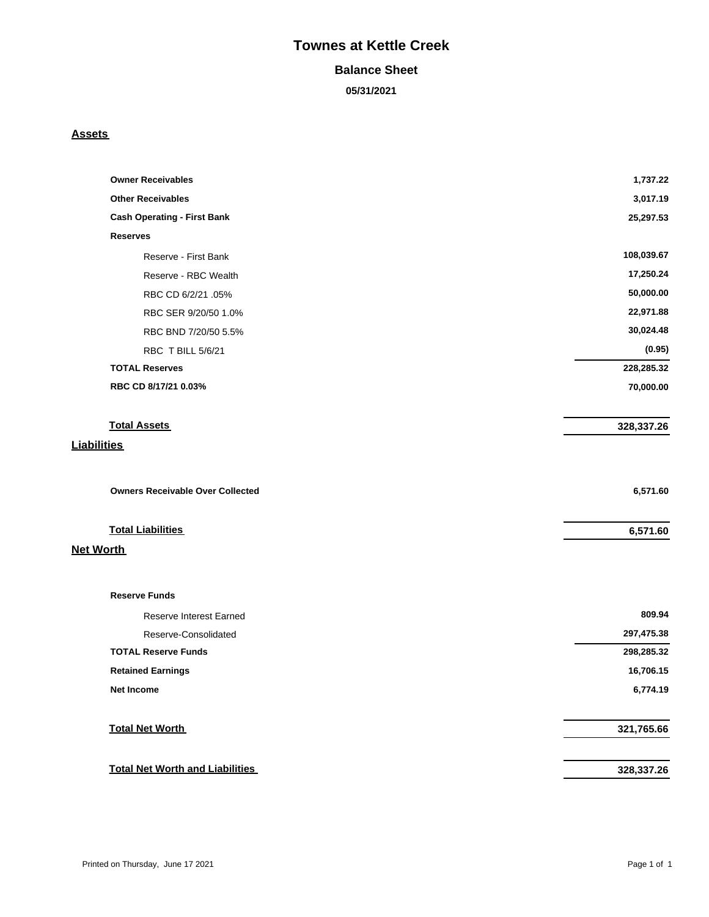# Townes at Kettle Creek

## Balance Sheet

**05/31/2021**

## Assets

| | |
|---|---:|
| **Owner Receivables** | **1,737.22** |
| **Other Receivables** | **3,017.19** |
| **Cash Operating - First Bank** | **25,297.53** |
| **Reserves** | |
| Reserve - First Bank | 108,039.67 |
| Reserve - RBC Wealth | 17,250.24 |
| RBC CD 6/2/21 .05% | 50,000.00 |
| RBC SER 9/20/50 1.0% | 22,971.88 |
| RBC BND 7/20/50 5.5% | 30,024.48 |
| RBC T BILL 5/6/21 | (0.95) |
| **TOTAL Reserves** | **228,285.32** |
| **RBC CD 8/17/21 0.03%** | **70,000.00** |
| **Total Assets** | **328,337.26** |

## Liabilities

| | |
|---|---:|
| **Owners Receivable Over Collected** | **6,571.60** |
| **Total Liabilities** | **6,571.60** |

## Net Worth

| | |
|---|---:|
| **Reserve Funds** | |
| Reserve Interest Earned | 809.94 |
| Reserve-Consolidated | 297,475.38 |
| **TOTAL Reserve Funds** | **298,285.32** |
| **Retained Earnings** | **16,706.15** |
| **Net Income** | **6,774.19** |
| **Total Net Worth** | **321,765.66** |
| **Total Net Worth and Liabilities** | **328,337.26** |

Printed on Thursday, June 17 2021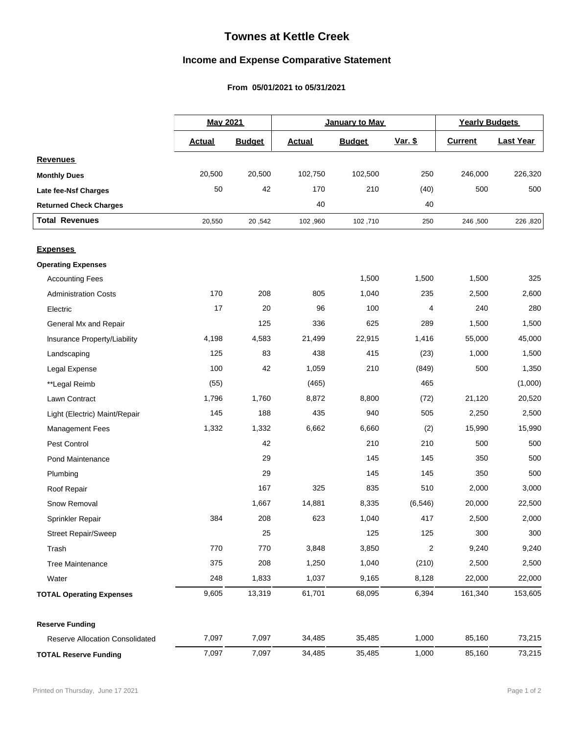# Townes at Kettle Creek

## Income and Expense Comparative Statement

**From 05/01/2021 to 05/31/2021**

| | May 2021 | | January to May | | | Yearly Budgets | |
|---|---|---|---|---|---|---|---|
| | **Actual** | **Budget** | **Actual** | **Budget** | **Var. $** | **Current** | **Last Year** |
| **Revenues** | | | | | | | |
| **Monthly Dues** | 20,500 | 20,500 | 102,750 | 102,500 | 250 | 246,000 | 226,320 |
| **Late fee-Nsf Charges** | 50 | 42 | 170 | 210 | (40) | 500 | 500 |
| **Returned Check Charges** | | | 40 | | 40 | | |
| **Total Revenues** | 20,550 | 20 ,542 | 102 ,960 | 102 ,710 | 250 | 246 ,500 | 226 ,820 |
| **Expenses** | | | | | | | |
| **Operating Expenses** | | | | | | | |
| Accounting Fees | | | | 1,500 | 1,500 | 1,500 | 325 |
| Administration Costs | 170 | 208 | 805 | 1,040 | 235 | 2,500 | 2,600 |
| Electric | 17 | 20 | 96 | 100 | 4 | 240 | 280 |
| General Mx and Repair | | 125 | 336 | 625 | 289 | 1,500 | 1,500 |
| Insurance Property/Liability | 4,198 | 4,583 | 21,499 | 22,915 | 1,416 | 55,000 | 45,000 |
| Landscaping | 125 | 83 | 438 | 415 | (23) | 1,000 | 1,500 |
| Legal Expense | 100 | 42 | 1,059 | 210 | (849) | 500 | 1,350 |
| **Legal Reimb | (55) | | (465) | | 465 | | (1,000) |
| Lawn Contract | 1,796 | 1,760 | 8,872 | 8,800 | (72) | 21,120 | 20,520 |
| Light (Electric) Maint/Repair | 145 | 188 | 435 | 940 | 505 | 2,250 | 2,500 |
| Management Fees | 1,332 | 1,332 | 6,662 | 6,660 | (2) | 15,990 | 15,990 |
| Pest Control | | 42 | | 210 | 210 | 500 | 500 |
| Pond Maintenance | | 29 | | 145 | 145 | 350 | 500 |
| Plumbing | | 29 | | 145 | 145 | 350 | 500 |
| Roof Repair | | 167 | 325 | 835 | 510 | 2,000 | 3,000 |
| Snow Removal | | 1,667 | 14,881 | 8,335 | (6,546) | 20,000 | 22,500 |
| Sprinkler Repair | 384 | 208 | 623 | 1,040 | 417 | 2,500 | 2,000 |
| Street Repair/Sweep | | 25 | | 125 | 125 | 300 | 300 |
| Trash | 770 | 770 | 3,848 | 3,850 | 2 | 9,240 | 9,240 |
| Tree Maintenance | 375 | 208 | 1,250 | 1,040 | (210) | 2,500 | 2,500 |
| Water | 248 | 1,833 | 1,037 | 9,165 | 8,128 | 22,000 | 22,000 |
| **TOTAL Operating Expenses** | 9,605 | 13,319 | 61,701 | 68,095 | 6,394 | 161,340 | 153,605 |
| **Reserve Funding** | | | | | | | |
| Reserve Allocation Consolidated | 7,097 | 7,097 | 34,485 | 35,485 | 1,000 | 85,160 | 73,215 |
| **TOTAL Reserve Funding** | 7,097 | 7,097 | 34,485 | 35,485 | 1,000 | 85,160 | 73,215 |

Printed on Thursday, June 17 2021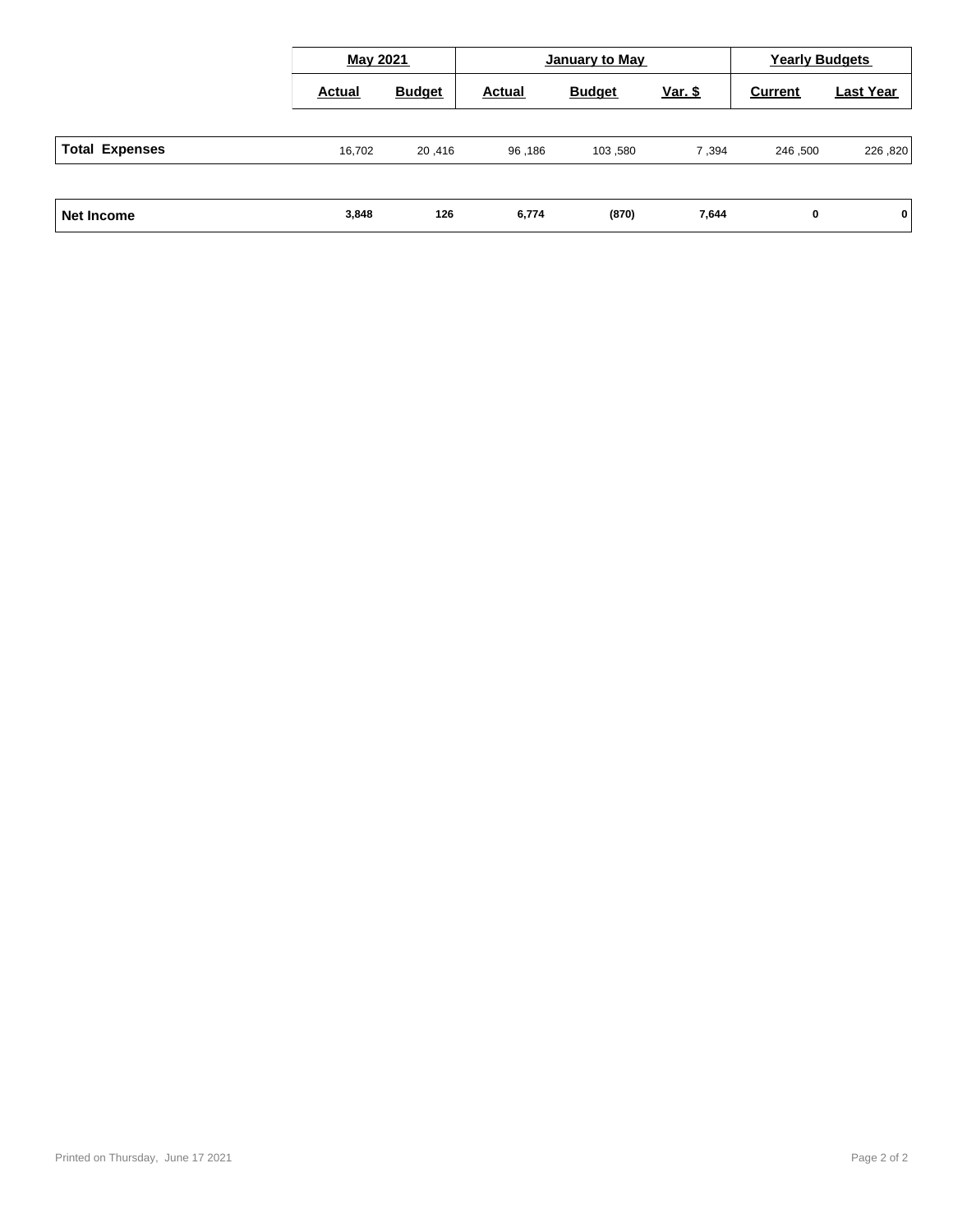| | May 2021 | | January to May | | | Yearly Budgets | |
|---|---|---|---|---|---|---|---|
| | **Actual** | **Budget** | **Actual** | **Budget** | **Var. $** | **Current** | **Last Year** |
| **Total Expenses** | 16,702 | 20,416 | 96,186 | 103,580 | 7,394 | 246,500 | 226,820 |
| **Net Income** | **3,848** | **126** | **6,774** | **(870)** | **7,644** | **0** | **0** |

Printed on Thursday, June 17 2021